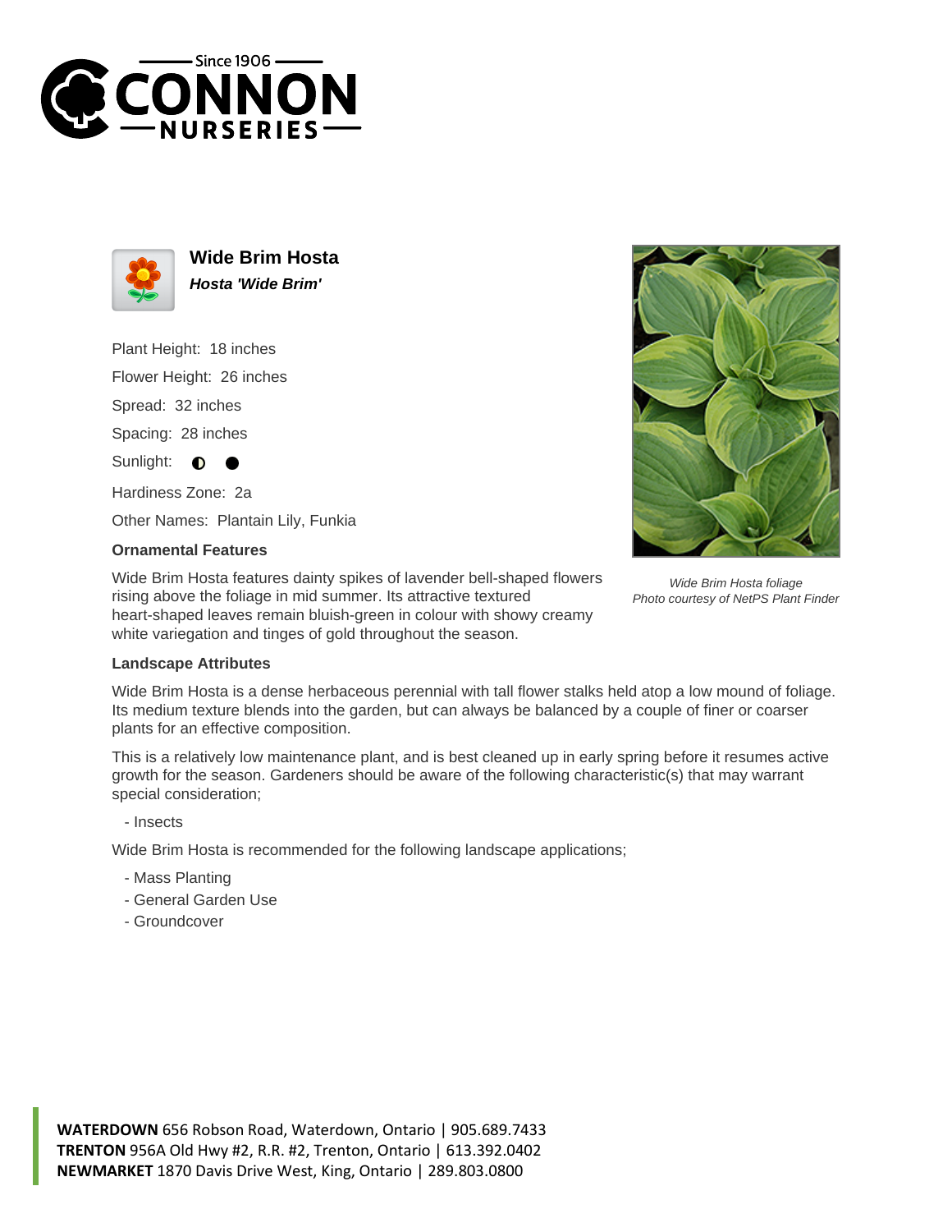# Wide Brim Hosta

***Hosta 'Wide Brim'***

Plant Height: 18 inches

Flower Height: 26 inches

Spread: 32 inches

Spacing: 28 inches

Sunlight: ◐ ●

Hardiness Zone: 2a

Other Names: Plantain Lily, Funkia

### Ornamental Features

Wide Brim Hosta features dainty spikes of lavender bell-shaped flowers rising above the foliage in mid summer. Its attractive textured heart-shaped leaves remain bluish-green in colour with showy creamy white variegation and tinges of gold throughout the season.

*Wide Brim Hosta foliage*
*Photo courtesy of NetPS Plant Finder*

### Landscape Attributes

Wide Brim Hosta is a dense herbaceous perennial with tall flower stalks held atop a low mound of foliage. Its medium texture blends into the garden, but can always be balanced by a couple of finer or coarser plants for an effective composition.

This is a relatively low maintenance plant, and is best cleaned up in early spring before it resumes active growth for the season. Gardeners should be aware of the following characteristic(s) that may warrant special consideration;

- Insects

Wide Brim Hosta is recommended for the following landscape applications;

- Mass Planting
- General Garden Use
- Groundcover

**WATERDOWN** 656 Robson Road, Waterdown, Ontario | 905.689.7433
**TRENTON** 956A Old Hwy #2, R.R. #2, Trenton, Ontario | 613.392.0402
**NEWMARKET** 1870 Davis Drive West, King, Ontario | 289.803.0800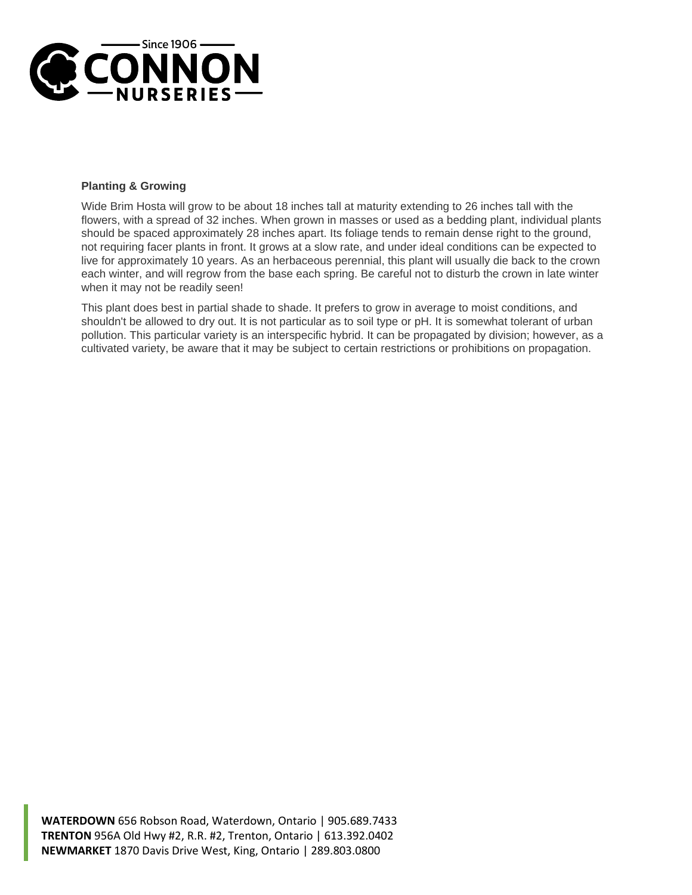## Planting & Growing

Wide Brim Hosta will grow to be about 18 inches tall at maturity extending to 26 inches tall with the flowers, with a spread of 32 inches. When grown in masses or used as a bedding plant, individual plants should be spaced approximately 28 inches apart. Its foliage tends to remain dense right to the ground, not requiring facer plants in front. It grows at a slow rate, and under ideal conditions can be expected to live for approximately 10 years. As an herbaceous perennial, this plant will usually die back to the crown each winter, and will regrow from the base each spring. Be careful not to disturb the crown in late winter when it may not be readily seen!

This plant does best in partial shade to shade. It prefers to grow in average to moist conditions, and shouldn't be allowed to dry out. It is not particular as to soil type or pH. It is somewhat tolerant of urban pollution. This particular variety is an interspecific hybrid. It can be propagated by division; however, as a cultivated variety, be aware that it may be subject to certain restrictions or prohibitions on propagation.

**WATERDOWN** 656 Robson Road, Waterdown, Ontario | 905.689.7433
**TRENTON** 956A Old Hwy #2, R.R. #2, Trenton, Ontario | 613.392.0402
**NEWMARKET** 1870 Davis Drive West, King, Ontario | 289.803.0800